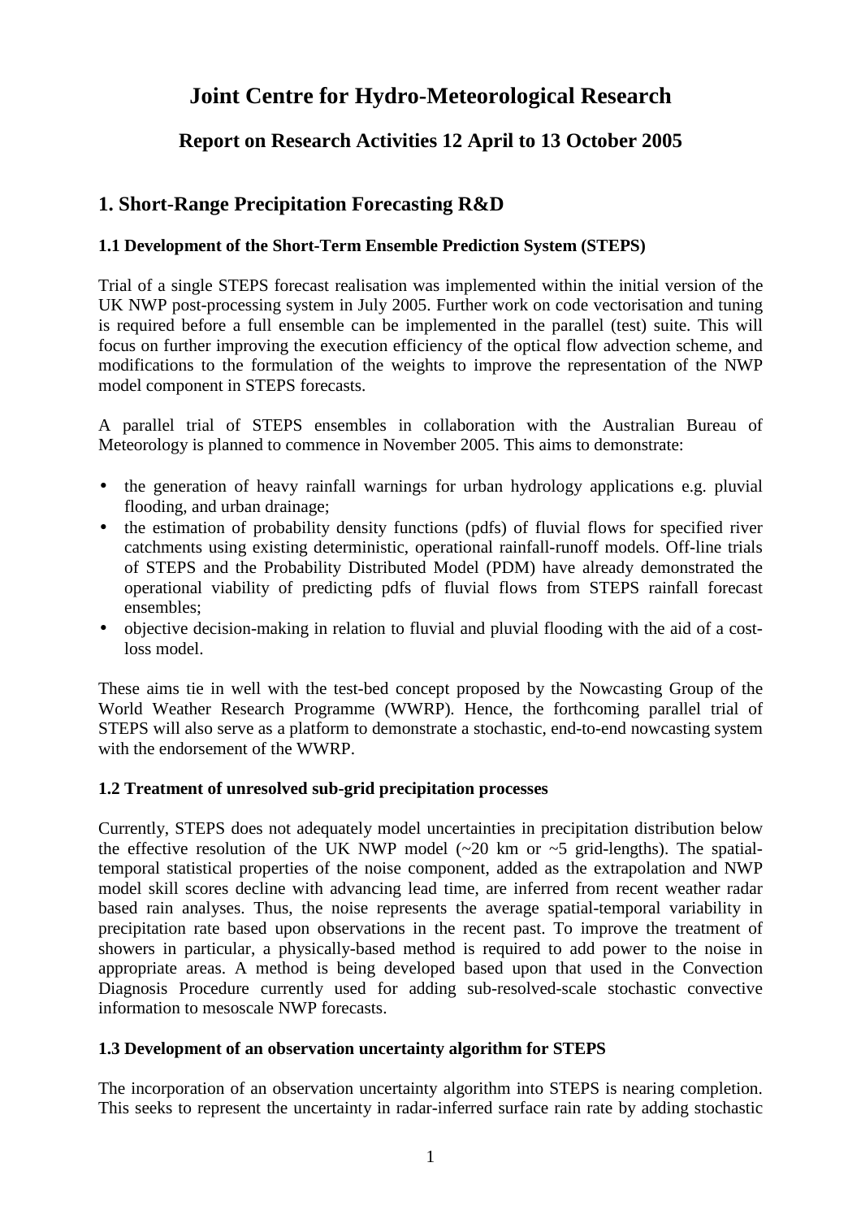# Joint Centre for Hydro-Meteorological Research

## Report on Research Activities 12 April to 13 October 2005

## 1. Short-Range Precipitation Forecasting R&D

### 1.1 Development of the Short-Term Ensemble Prediction System (STEPS)

Trial of a single STEPS forecast realisation was implemented within the initial version of the UK NWP post-processing system in July 2005. Further work on code vectorisation and tuning is required before a full ensemble can be implemented in the parallel (test) suite. This will focus on further improving the execution efficiency of the optical flow advection scheme, and modifications to the formulation of the weights to improve the representation of the NWP model component in STEPS forecasts.

A parallel trial of STEPS ensembles in collaboration with the Australian Bureau of Meteorology is planned to commence in November 2005. This aims to demonstrate:

- the generation of heavy rainfall warnings for urban hydrology applications e.g. pluvial flooding, and urban drainage;
- the estimation of probability density functions (pdfs) of fluvial flows for specified river catchments using existing deterministic, operational rainfall-runoff models. Off-line trials of STEPS and the Probability Distributed Model (PDM) have already demonstrated the operational viability of predicting pdfs of fluvial flows from STEPS rainfall forecast ensembles;
- objective decision-making in relation to fluvial and pluvial flooding with the aid of a cost-loss model.

These aims tie in well with the test-bed concept proposed by the Nowcasting Group of the World Weather Research Programme (WWRP). Hence, the forthcoming parallel trial of STEPS will also serve as a platform to demonstrate a stochastic, end-to-end nowcasting system with the endorsement of the WWRP.

### 1.2 Treatment of unresolved sub-grid precipitation processes

Currently, STEPS does not adequately model uncertainties in precipitation distribution below the effective resolution of the UK NWP model (~20 km or ~5 grid-lengths). The spatial-temporal statistical properties of the noise component, added as the extrapolation and NWP model skill scores decline with advancing lead time, are inferred from recent weather radar based rain analyses. Thus, the noise represents the average spatial-temporal variability in precipitation rate based upon observations in the recent past. To improve the treatment of showers in particular, a physically-based method is required to add power to the noise in appropriate areas. A method is being developed based upon that used in the Convection Diagnosis Procedure currently used for adding sub-resolved-scale stochastic convective information to mesoscale NWP forecasts.

### 1.3 Development of an observation uncertainty algorithm for STEPS

The incorporation of an observation uncertainty algorithm into STEPS is nearing completion. This seeks to represent the uncertainty in radar-inferred surface rain rate by adding stochastic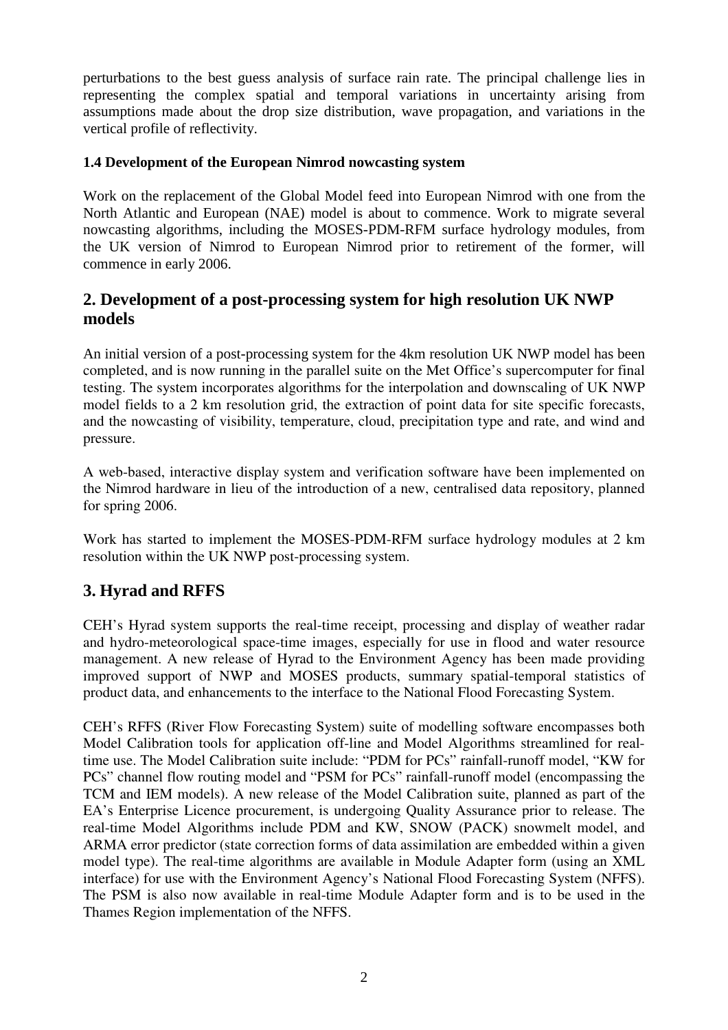perturbations to the best guess analysis of surface rain rate. The principal challenge lies in representing the complex spatial and temporal variations in uncertainty arising from assumptions made about the drop size distribution, wave propagation, and variations in the vertical profile of reflectivity.

### 1.4 Development of the European Nimrod nowcasting system

Work on the replacement of the Global Model feed into European Nimrod with one from the North Atlantic and European (NAE) model is about to commence. Work to migrate several nowcasting algorithms, including the MOSES-PDM-RFM surface hydrology modules, from the UK version of Nimrod to European Nimrod prior to retirement of the former, will commence in early 2006.

## 2. Development of a post-processing system for high resolution UK NWP models

An initial version of a post-processing system for the 4km resolution UK NWP model has been completed, and is now running in the parallel suite on the Met Office's supercomputer for final testing. The system incorporates algorithms for the interpolation and downscaling of UK NWP model fields to a 2 km resolution grid, the extraction of point data for site specific forecasts, and the nowcasting of visibility, temperature, cloud, precipitation type and rate, and wind and pressure.

A web-based, interactive display system and verification software have been implemented on the Nimrod hardware in lieu of the introduction of a new, centralised data repository, planned for spring 2006.

Work has started to implement the MOSES-PDM-RFM surface hydrology modules at 2 km resolution within the UK NWP post-processing system.

## 3. Hyrad and RFFS

CEH's Hyrad system supports the real-time receipt, processing and display of weather radar and hydro-meteorological space-time images, especially for use in flood and water resource management. A new release of Hyrad to the Environment Agency has been made providing improved support of NWP and MOSES products, summary spatial-temporal statistics of product data, and enhancements to the interface to the National Flood Forecasting System.

CEH's RFFS (River Flow Forecasting System) suite of modelling software encompasses both Model Calibration tools for application off-line and Model Algorithms streamlined for real-time use. The Model Calibration suite include: "PDM for PCs" rainfall-runoff model, "KW for PCs" channel flow routing model and "PSM for PCs" rainfall-runoff model (encompassing the TCM and IEM models). A new release of the Model Calibration suite, planned as part of the EA's Enterprise Licence procurement, is undergoing Quality Assurance prior to release. The real-time Model Algorithms include PDM and KW, SNOW (PACK) snowmelt model, and ARMA error predictor (state correction forms of data assimilation are embedded within a given model type). The real-time algorithms are available in Module Adapter form (using an XML interface) for use with the Environment Agency's National Flood Forecasting System (NFFS). The PSM is also now available in real-time Module Adapter form and is to be used in the Thames Region implementation of the NFFS.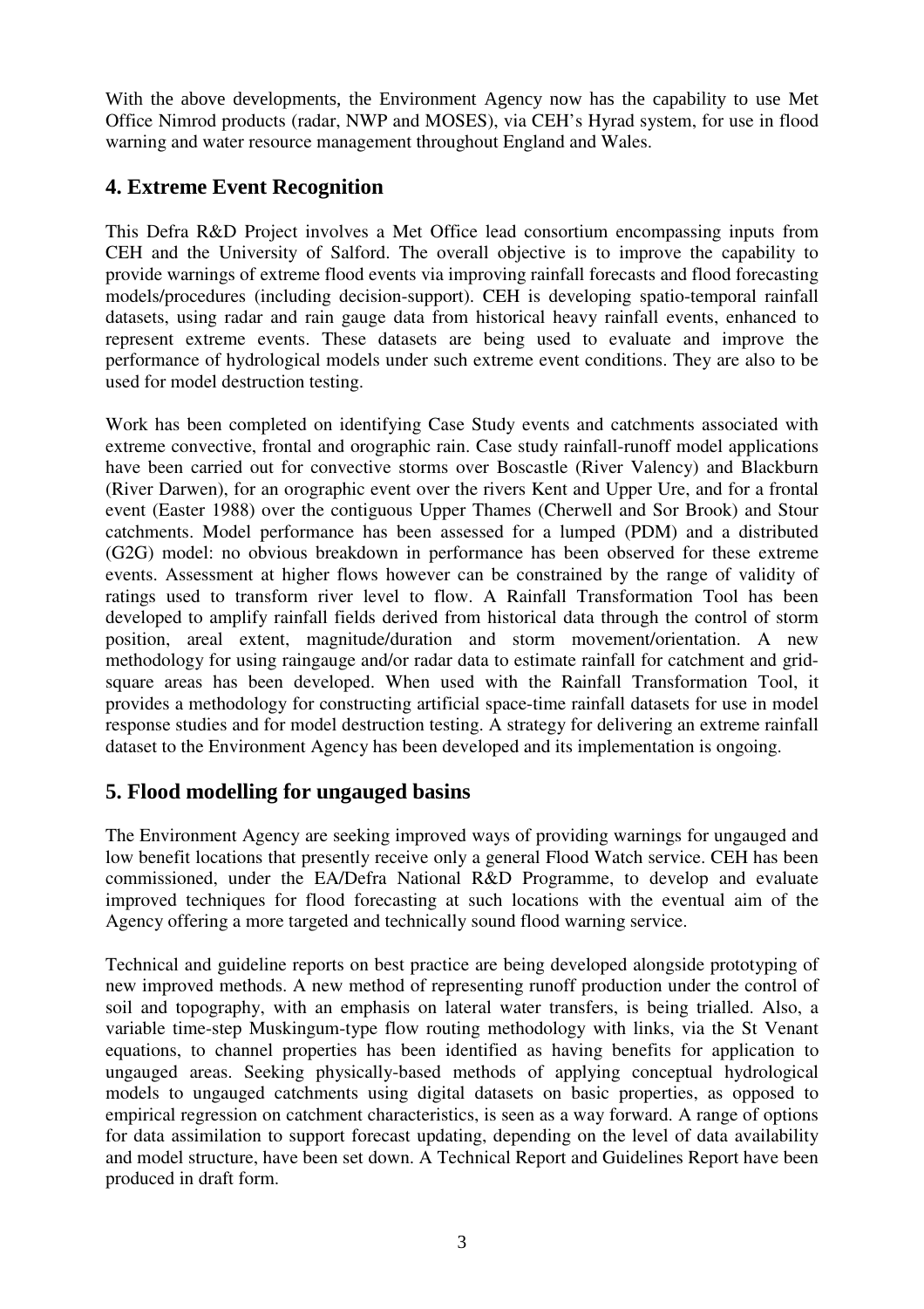With the above developments, the Environment Agency now has the capability to use Met Office Nimrod products (radar, NWP and MOSES), via CEH's Hyrad system, for use in flood warning and water resource management throughout England and Wales.

## 4. Extreme Event Recognition

This Defra R&D Project involves a Met Office lead consortium encompassing inputs from CEH and the University of Salford. The overall objective is to improve the capability to provide warnings of extreme flood events via improving rainfall forecasts and flood forecasting models/procedures (including decision-support). CEH is developing spatio-temporal rainfall datasets, using radar and rain gauge data from historical heavy rainfall events, enhanced to represent extreme events. These datasets are being used to evaluate and improve the performance of hydrological models under such extreme event conditions. They are also to be used for model destruction testing.

Work has been completed on identifying Case Study events and catchments associated with extreme convective, frontal and orographic rain. Case study rainfall-runoff model applications have been carried out for convective storms over Boscastle (River Valency) and Blackburn (River Darwen), for an orographic event over the rivers Kent and Upper Ure, and for a frontal event (Easter 1988) over the contiguous Upper Thames (Cherwell and Sor Brook) and Stour catchments. Model performance has been assessed for a lumped (PDM) and a distributed (G2G) model: no obvious breakdown in performance has been observed for these extreme events. Assessment at higher flows however can be constrained by the range of validity of ratings used to transform river level to flow. A Rainfall Transformation Tool has been developed to amplify rainfall fields derived from historical data through the control of storm position, areal extent, magnitude/duration and storm movement/orientation. A new methodology for using raingauge and/or radar data to estimate rainfall for catchment and grid-square areas has been developed. When used with the Rainfall Transformation Tool, it provides a methodology for constructing artificial space-time rainfall datasets for use in model response studies and for model destruction testing. A strategy for delivering an extreme rainfall dataset to the Environment Agency has been developed and its implementation is ongoing.

## 5. Flood modelling for ungauged basins

The Environment Agency are seeking improved ways of providing warnings for ungauged and low benefit locations that presently receive only a general Flood Watch service. CEH has been commissioned, under the EA/Defra National R&D Programme, to develop and evaluate improved techniques for flood forecasting at such locations with the eventual aim of the Agency offering a more targeted and technically sound flood warning service.

Technical and guideline reports on best practice are being developed alongside prototyping of new improved methods. A new method of representing runoff production under the control of soil and topography, with an emphasis on lateral water transfers, is being trialled. Also, a variable time-step Muskingum-type flow routing methodology with links, via the St Venant equations, to channel properties has been identified as having benefits for application to ungauged areas. Seeking physically-based methods of applying conceptual hydrological models to ungauged catchments using digital datasets on basic properties, as opposed to empirical regression on catchment characteristics, is seen as a way forward. A range of options for data assimilation to support forecast updating, depending on the level of data availability and model structure, have been set down. A Technical Report and Guidelines Report have been produced in draft form.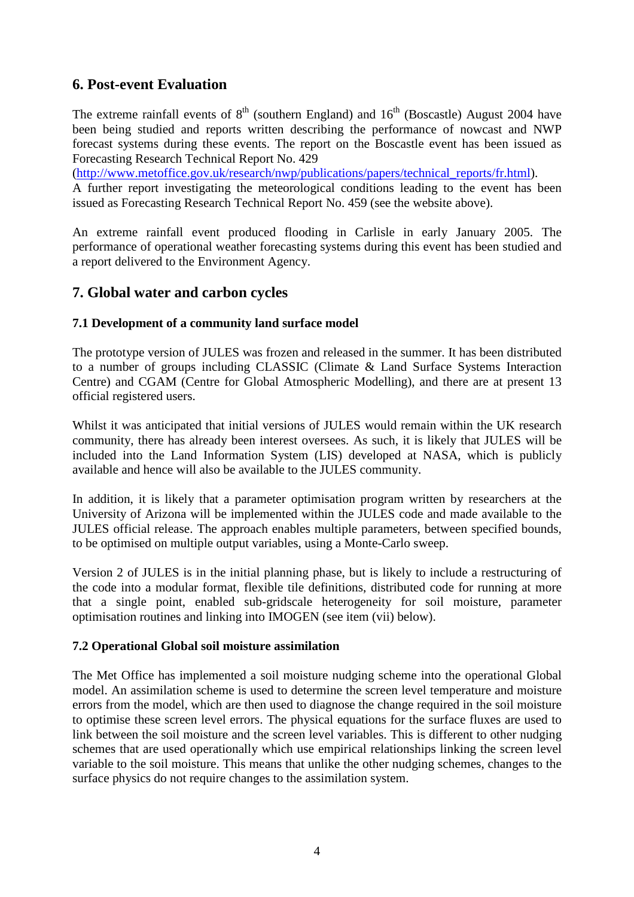## 6. Post-event Evaluation

The extreme rainfall events of 8th (southern England) and 16th (Boscastle) August 2004 have been being studied and reports written describing the performance of nowcast and NWP forecast systems during these events. The report on the Boscastle event has been issued as Forecasting Research Technical Report No. 429 (http://www.metoffice.gov.uk/research/nwp/publications/papers/technical_reports/fr.html). A further report investigating the meteorological conditions leading to the event has been issued as Forecasting Research Technical Report No. 459 (see the website above).

An extreme rainfall event produced flooding in Carlisle in early January 2005. The performance of operational weather forecasting systems during this event has been studied and a report delivered to the Environment Agency.

## 7. Global water and carbon cycles

### 7.1 Development of a community land surface model

The prototype version of JULES was frozen and released in the summer. It has been distributed to a number of groups including CLASSIC (Climate & Land Surface Systems Interaction Centre) and CGAM (Centre for Global Atmospheric Modelling), and there are at present 13 official registered users.

Whilst it was anticipated that initial versions of JULES would remain within the UK research community, there has already been interest oversees. As such, it is likely that JULES will be included into the Land Information System (LIS) developed at NASA, which is publicly available and hence will also be available to the JULES community.

In addition, it is likely that a parameter optimisation program written by researchers at the University of Arizona will be implemented within the JULES code and made available to the JULES official release. The approach enables multiple parameters, between specified bounds, to be optimised on multiple output variables, using a Monte-Carlo sweep.

Version 2 of JULES is in the initial planning phase, but is likely to include a restructuring of the code into a modular format, flexible tile definitions, distributed code for running at more that a single point, enabled sub-gridscale heterogeneity for soil moisture, parameter optimisation routines and linking into IMOGEN (see item (vii) below).

### 7.2 Operational Global soil moisture assimilation

The Met Office has implemented a soil moisture nudging scheme into the operational Global model. An assimilation scheme is used to determine the screen level temperature and moisture errors from the model, which are then used to diagnose the change required in the soil moisture to optimise these screen level errors. The physical equations for the surface fluxes are used to link between the soil moisture and the screen level variables. This is different to other nudging schemes that are used operationally which use empirical relationships linking the screen level variable to the soil moisture. This means that unlike the other nudging schemes, changes to the surface physics do not require changes to the assimilation system.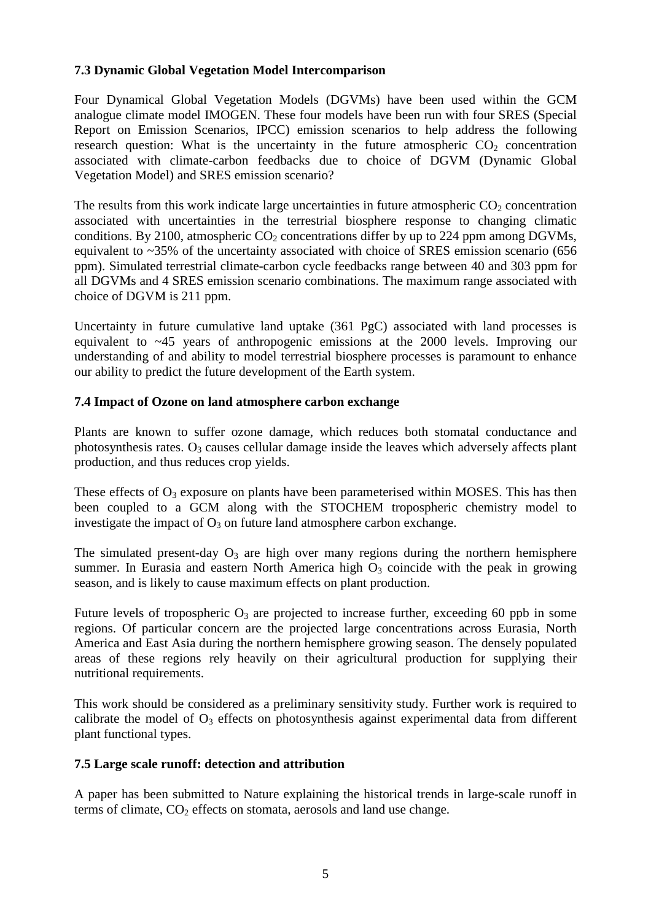### 7.3 Dynamic Global Vegetation Model Intercomparison

Four Dynamical Global Vegetation Models (DGVMs) have been used within the GCM analogue climate model IMOGEN. These four models have been run with four SRES (Special Report on Emission Scenarios, IPCC) emission scenarios to help address the following research question: What is the uncertainty in the future atmospheric $CO_2$ concentration associated with climate-carbon feedbacks due to choice of DGVM (Dynamic Global Vegetation Model) and SRES emission scenario?

The results from this work indicate large uncertainties in future atmospheric $CO_2$ concentration associated with uncertainties in the terrestrial biosphere response to changing climatic conditions. By 2100, atmospheric $CO_2$ concentrations differ by up to 224 ppm among DGVMs, equivalent to ~35% of the uncertainty associated with choice of SRES emission scenario (656 ppm). Simulated terrestrial climate-carbon cycle feedbacks range between 40 and 303 ppm for all DGVMs and 4 SRES emission scenario combinations. The maximum range associated with choice of DGVM is 211 ppm.

Uncertainty in future cumulative land uptake (361 PgC) associated with land processes is equivalent to ~45 years of anthropogenic emissions at the 2000 levels. Improving our understanding of and ability to model terrestrial biosphere processes is paramount to enhance our ability to predict the future development of the Earth system.

### 7.4 Impact of Ozone on land atmosphere carbon exchange

Plants are known to suffer ozone damage, which reduces both stomatal conductance and photosynthesis rates. $O_3$ causes cellular damage inside the leaves which adversely affects plant production, and thus reduces crop yields.

These effects of $O_3$ exposure on plants have been parameterised within MOSES. This has then been coupled to a GCM along with the STOCHEM tropospheric chemistry model to investigate the impact of $O_3$ on future land atmosphere carbon exchange.

The simulated present-day $O_3$ are high over many regions during the northern hemisphere summer. In Eurasia and eastern North America high $O_3$ coincide with the peak in growing season, and is likely to cause maximum effects on plant production.

Future levels of tropospheric $O_3$ are projected to increase further, exceeding 60 ppb in some regions. Of particular concern are the projected large concentrations across Eurasia, North America and East Asia during the northern hemisphere growing season. The densely populated areas of these regions rely heavily on their agricultural production for supplying their nutritional requirements.

This work should be considered as a preliminary sensitivity study. Further work is required to calibrate the model of $O_3$ effects on photosynthesis against experimental data from different plant functional types.

### 7.5 Large scale runoff: detection and attribution

A paper has been submitted to Nature explaining the historical trends in large-scale runoff in terms of climate, $CO_2$ effects on stomata, aerosols and land use change.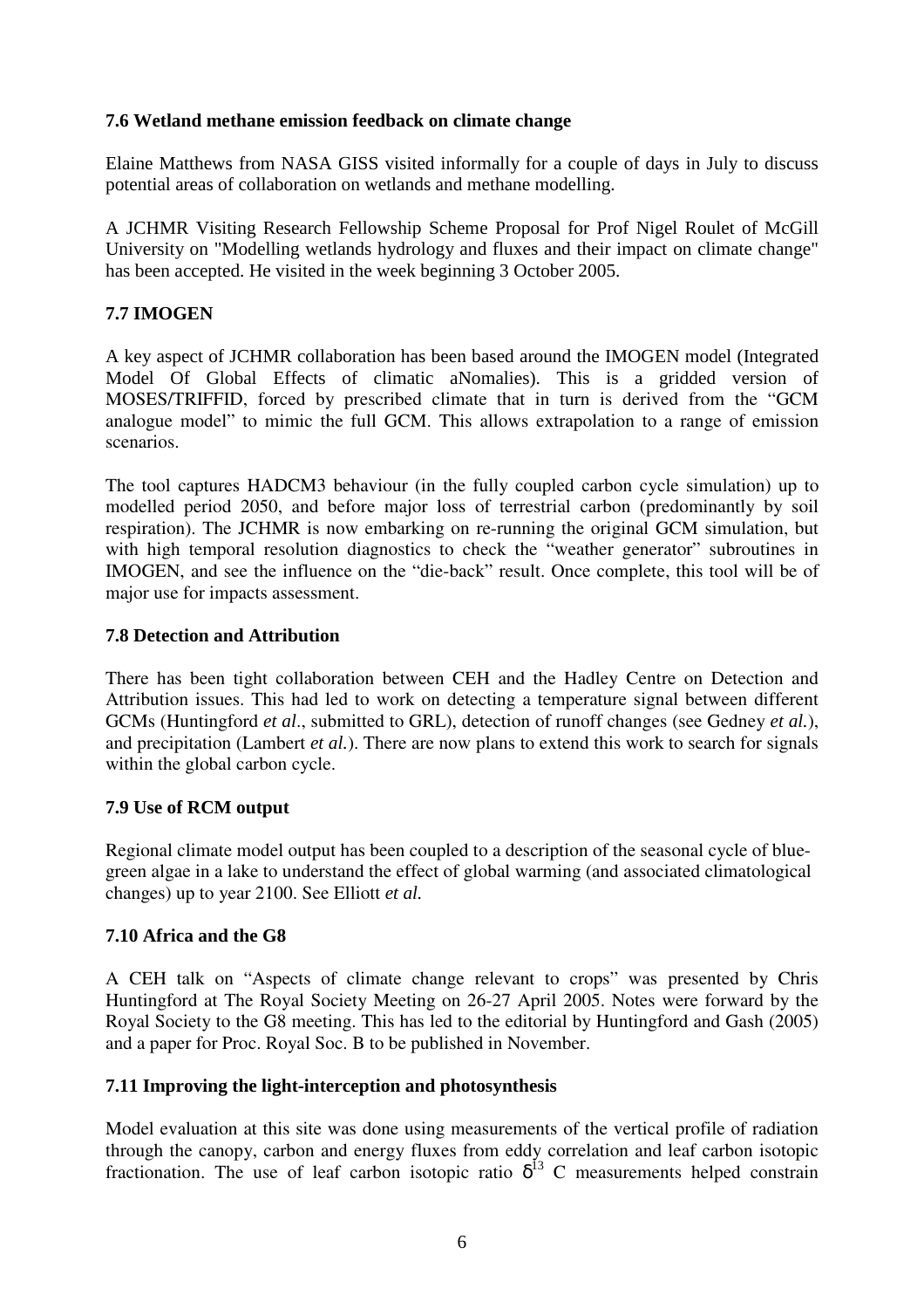### 7.6 Wetland methane emission feedback on climate change

Elaine Matthews from NASA GISS visited informally for a couple of days in July to discuss potential areas of collaboration on wetlands and methane modelling.

A JCHMR Visiting Research Fellowship Scheme Proposal for Prof Nigel Roulet of McGill University on "Modelling wetlands hydrology and fluxes and their impact on climate change" has been accepted. He visited in the week beginning 3 October 2005.

### 7.7 IMOGEN

A key aspect of JCHMR collaboration has been based around the IMOGEN model (Integrated Model Of Global Effects of climatic aNomalies). This is a gridded version of MOSES/TRIFFID, forced by prescribed climate that in turn is derived from the "GCM analogue model" to mimic the full GCM. This allows extrapolation to a range of emission scenarios.

The tool captures HADCM3 behaviour (in the fully coupled carbon cycle simulation) up to modelled period 2050, and before major loss of terrestrial carbon (predominantly by soil respiration). The JCHMR is now embarking on re-running the original GCM simulation, but with high temporal resolution diagnostics to check the "weather generator" subroutines in IMOGEN, and see the influence on the "die-back" result. Once complete, this tool will be of major use for impacts assessment.

### 7.8 Detection and Attribution

There has been tight collaboration between CEH and the Hadley Centre on Detection and Attribution issues. This had led to work on detecting a temperature signal between different GCMs (Huntingford *et al*., submitted to GRL), detection of runoff changes (see Gedney *et al.*), and precipitation (Lambert *et al.*). There are now plans to extend this work to search for signals within the global carbon cycle.

### 7.9 Use of RCM output

Regional climate model output has been coupled to a description of the seasonal cycle of blue-green algae in a lake to understand the effect of global warming (and associated climatological changes) up to year 2100. See Elliott *et al.*

### 7.10 Africa and the G8

A CEH talk on "Aspects of climate change relevant to crops" was presented by Chris Huntingford at The Royal Society Meeting on 26-27 April 2005. Notes were forward by the Royal Society to the G8 meeting. This has led to the editorial by Huntingford and Gash (2005) and a paper for Proc. Royal Soc. B to be published in November.

### 7.11 Improving the light-interception and photosynthesis

Model evaluation at this site was done using measurements of the vertical profile of radiation through the canopy, carbon and energy fluxes from eddy correlation and leaf carbon isotopic fractionation. The use of leaf carbon isotopic ratio $\delta^{13}$ C measurements helped constrain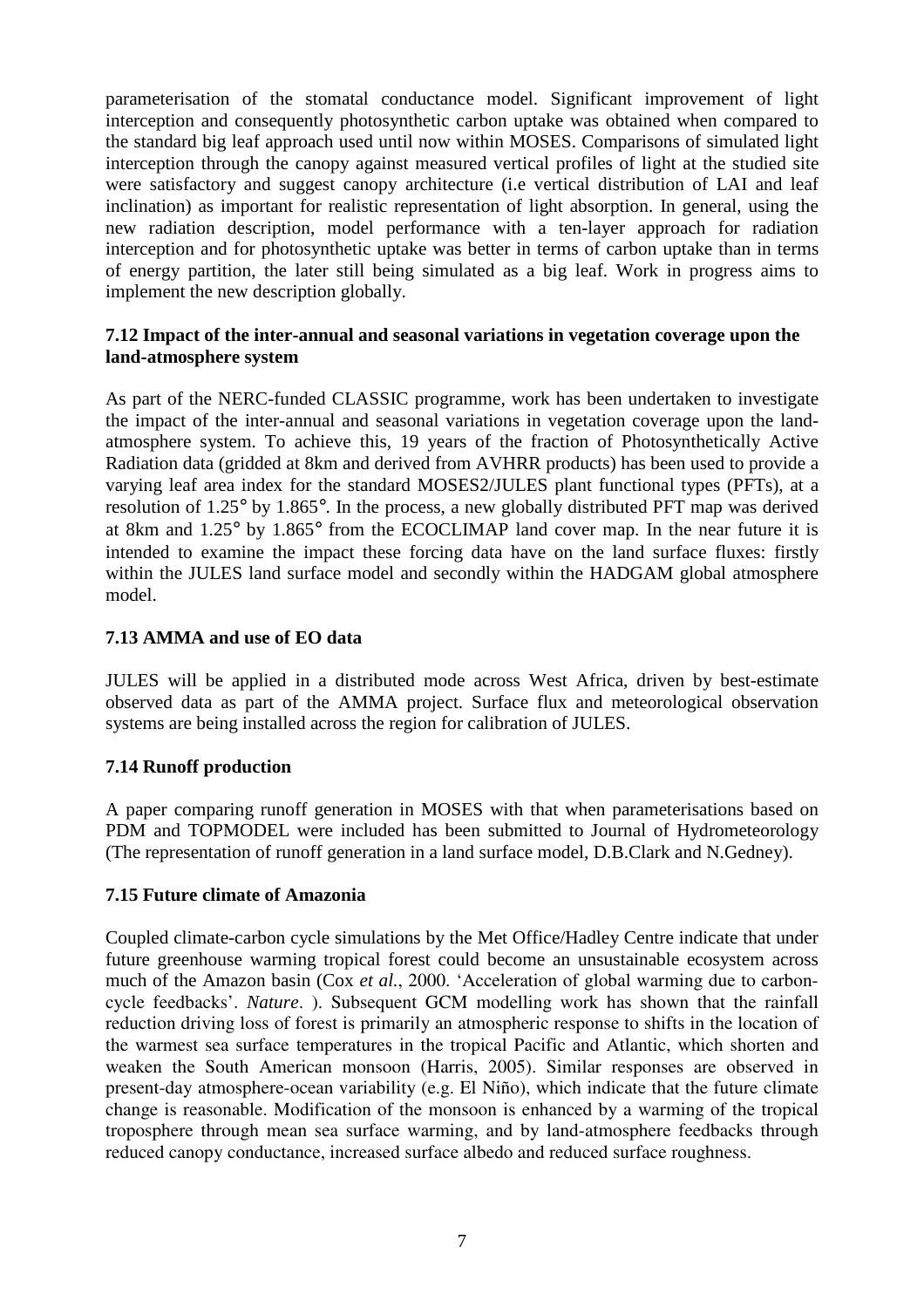parameterisation of the stomatal conductance model. Significant improvement of light interception and consequently photosynthetic carbon uptake was obtained when compared to the standard big leaf approach used until now within MOSES. Comparisons of simulated light interception through the canopy against measured vertical profiles of light at the studied site were satisfactory and suggest canopy architecture (i.e vertical distribution of LAI and leaf inclination) as important for realistic representation of light absorption. In general, using the new radiation description, model performance with a ten-layer approach for radiation interception and for photosynthetic uptake was better in terms of carbon uptake than in terms of energy partition, the later still being simulated as a big leaf. Work in progress aims to implement the new description globally.

### 7.12 Impact of the inter-annual and seasonal variations in vegetation coverage upon the land-atmosphere system

As part of the NERC-funded CLASSIC programme, work has been undertaken to investigate the impact of the inter-annual and seasonal variations in vegetation coverage upon the land-atmosphere system. To achieve this, 19 years of the fraction of Photosynthetically Active Radiation data (gridded at 8km and derived from AVHRR products) has been used to provide a varying leaf area index for the standard MOSES2/JULES plant functional types (PFTs), at a resolution of 1.25° by 1.865°. In the process, a new globally distributed PFT map was derived at 8km and 1.25° by 1.865° from the ECOCLIMAP land cover map. In the near future it is intended to examine the impact these forcing data have on the land surface fluxes: firstly within the JULES land surface model and secondly within the HADGAM global atmosphere model.

### 7.13 AMMA and use of EO data

JULES will be applied in a distributed mode across West Africa, driven by best-estimate observed data as part of the AMMA project. Surface flux and meteorological observation systems are being installed across the region for calibration of JULES.

### 7.14 Runoff production

A paper comparing runoff generation in MOSES with that when parameterisations based on PDM and TOPMODEL were included has been submitted to Journal of Hydrometeorology (The representation of runoff generation in a land surface model, D.B.Clark and N.Gedney).

### 7.15 Future climate of Amazonia

Coupled climate-carbon cycle simulations by the Met Office/Hadley Centre indicate that under future greenhouse warming tropical forest could become an unsustainable ecosystem across much of the Amazon basin (Cox *et al.*, 2000. 'Acceleration of global warming due to carbon-cycle feedbacks'. *Nature*. ). Subsequent GCM modelling work has shown that the rainfall reduction driving loss of forest is primarily an atmospheric response to shifts in the location of the warmest sea surface temperatures in the tropical Pacific and Atlantic, which shorten and weaken the South American monsoon (Harris, 2005). Similar responses are observed in present-day atmosphere-ocean variability (e.g. El Niño), which indicate that the future climate change is reasonable. Modification of the monsoon is enhanced by a warming of the tropical troposphere through mean sea surface warming, and by land-atmosphere feedbacks through reduced canopy conductance, increased surface albedo and reduced surface roughness.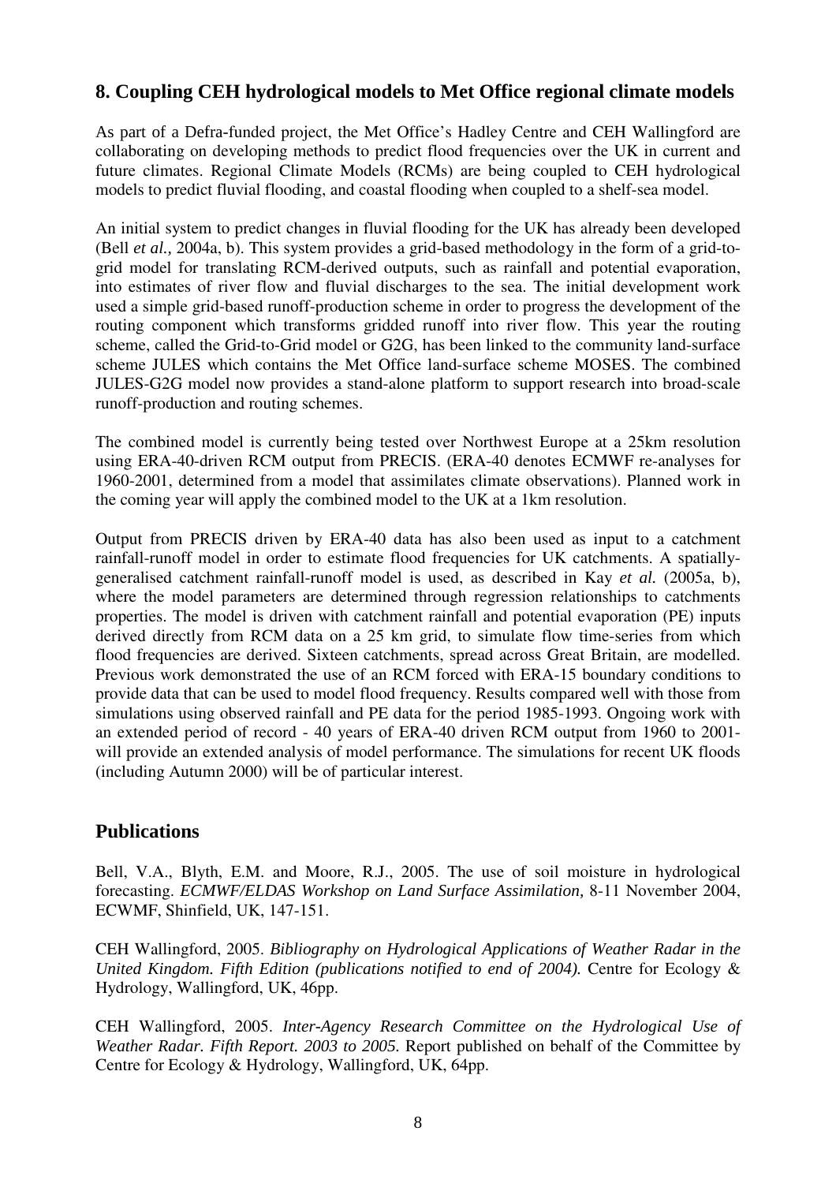## 8. Coupling CEH hydrological models to Met Office regional climate models

As part of a Defra-funded project, the Met Office's Hadley Centre and CEH Wallingford are collaborating on developing methods to predict flood frequencies over the UK in current and future climates. Regional Climate Models (RCMs) are being coupled to CEH hydrological models to predict fluvial flooding, and coastal flooding when coupled to a shelf-sea model.

An initial system to predict changes in fluvial flooding for the UK has already been developed (Bell *et al.,* 2004a, b). This system provides a grid-based methodology in the form of a grid-to-grid model for translating RCM-derived outputs, such as rainfall and potential evaporation, into estimates of river flow and fluvial discharges to the sea. The initial development work used a simple grid-based runoff-production scheme in order to progress the development of the routing component which transforms gridded runoff into river flow. This year the routing scheme, called the Grid-to-Grid model or G2G, has been linked to the community land-surface scheme JULES which contains the Met Office land-surface scheme MOSES. The combined JULES-G2G model now provides a stand-alone platform to support research into broad-scale runoff-production and routing schemes.

The combined model is currently being tested over Northwest Europe at a 25km resolution using ERA-40-driven RCM output from PRECIS. (ERA-40 denotes ECMWF re-analyses for 1960-2001, determined from a model that assimilates climate observations). Planned work in the coming year will apply the combined model to the UK at a 1km resolution.

Output from PRECIS driven by ERA-40 data has also been used as input to a catchment rainfall-runoff model in order to estimate flood frequencies for UK catchments. A spatially-generalised catchment rainfall-runoff model is used, as described in Kay *et al.* (2005a, b), where the model parameters are determined through regression relationships to catchments properties. The model is driven with catchment rainfall and potential evaporation (PE) inputs derived directly from RCM data on a 25 km grid, to simulate flow time-series from which flood frequencies are derived. Sixteen catchments, spread across Great Britain, are modelled. Previous work demonstrated the use of an RCM forced with ERA-15 boundary conditions to provide data that can be used to model flood frequency. Results compared well with those from simulations using observed rainfall and PE data for the period 1985-1993. Ongoing work with an extended period of record - 40 years of ERA-40 driven RCM output from 1960 to 2001- will provide an extended analysis of model performance. The simulations for recent UK floods (including Autumn 2000) will be of particular interest.

## Publications

Bell, V.A., Blyth, E.M. and Moore, R.J., 2005. The use of soil moisture in hydrological forecasting. *ECMWF/ELDAS Workshop on Land Surface Assimilation,* 8-11 November 2004, ECWMF, Shinfield, UK, 147-151.

CEH Wallingford, 2005. *Bibliography on Hydrological Applications of Weather Radar in the United Kingdom. Fifth Edition (publications notified to end of 2004).* Centre for Ecology & Hydrology, Wallingford, UK, 46pp.

CEH Wallingford, 2005. *Inter-Agency Research Committee on the Hydrological Use of Weather Radar. Fifth Report. 2003 to 2005.* Report published on behalf of the Committee by Centre for Ecology & Hydrology, Wallingford, UK, 64pp.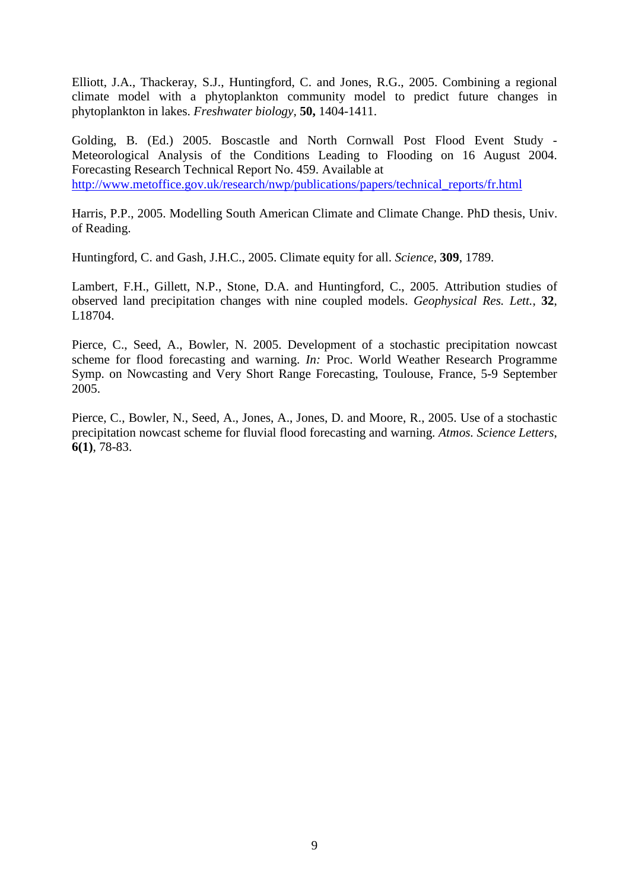Elliott, J.A., Thackeray, S.J., Huntingford, C. and Jones, R.G., 2005. Combining a regional climate model with a phytoplankton community model to predict future changes in phytoplankton in lakes. *Freshwater biology*, **50,** 1404-1411.

Golding, B. (Ed.) 2005. Boscastle and North Cornwall Post Flood Event Study - Meteorological Analysis of the Conditions Leading to Flooding on 16 August 2004. Forecasting Research Technical Report No. 459. Available at http://www.metoffice.gov.uk/research/nwp/publications/papers/technical_reports/fr.html

Harris, P.P., 2005. Modelling South American Climate and Climate Change. PhD thesis, Univ. of Reading.

Huntingford, C. and Gash, J.H.C., 2005. Climate equity for all. *Science*, **309**, 1789.

Lambert, F.H., Gillett, N.P., Stone, D.A. and Huntingford, C., 2005. Attribution studies of observed land precipitation changes with nine coupled models. *Geophysical Res. Lett.*, **32**, L18704.

Pierce, C., Seed, A., Bowler, N. 2005. Development of a stochastic precipitation nowcast scheme for flood forecasting and warning. *In:* Proc. World Weather Research Programme Symp. on Nowcasting and Very Short Range Forecasting, Toulouse, France, 5-9 September 2005.

Pierce, C., Bowler, N., Seed, A., Jones, A., Jones, D. and Moore, R., 2005. Use of a stochastic precipitation nowcast scheme for fluvial flood forecasting and warning. *Atmos. Science Letters*, **6(1)**, 78-83.